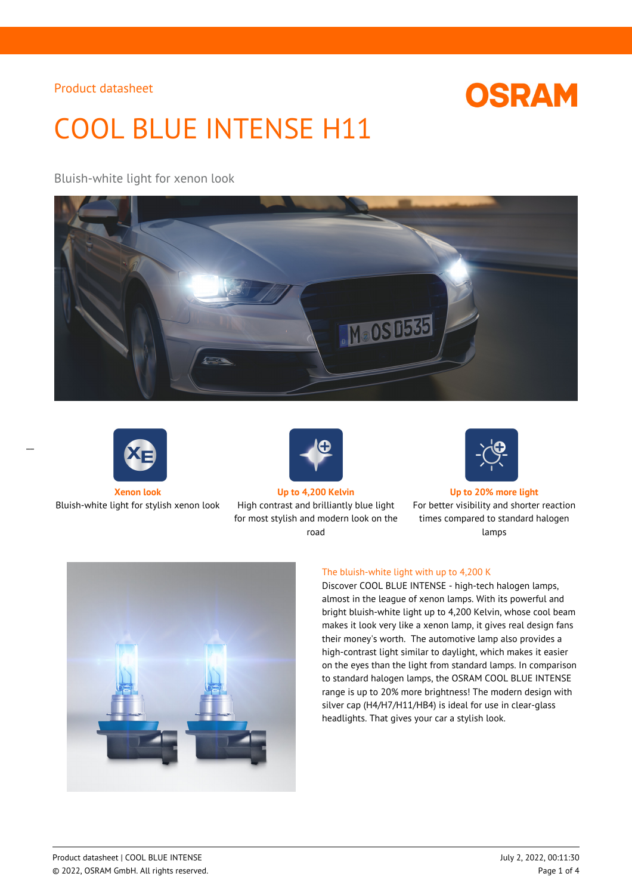Product datasheet

# COOL BLUE INTENSE H11

Bluish-white light for xenon look

**Xenon look**
Bluish-white light for stylish xenon look

**Up to 4,200 Kelvin**
High contrast and brilliantly blue light for most stylish and modern look on the road

**Up to 20% more light**
For better visibility and shorter reaction times compared to standard halogen lamps

### The bluish-white light with up to 4,200 K

Discover COOL BLUE INTENSE - high-tech halogen lamps, almost in the league of xenon lamps. With its powerful and bright bluish-white light up to 4,200 Kelvin, whose cool beam makes it look very like a xenon lamp, it gives real design fans their money's worth. The automotive lamp also provides a high-contrast light similar to daylight, which makes it easier on the eyes than the light from standard lamps. In comparison to standard halogen lamps, the OSRAM COOL BLUE INTENSE range is up to 20% more brightness! The modern design with silver cap (H4/H7/H11/HB4) is ideal for use in clear-glass headlights. That gives your car a stylish look.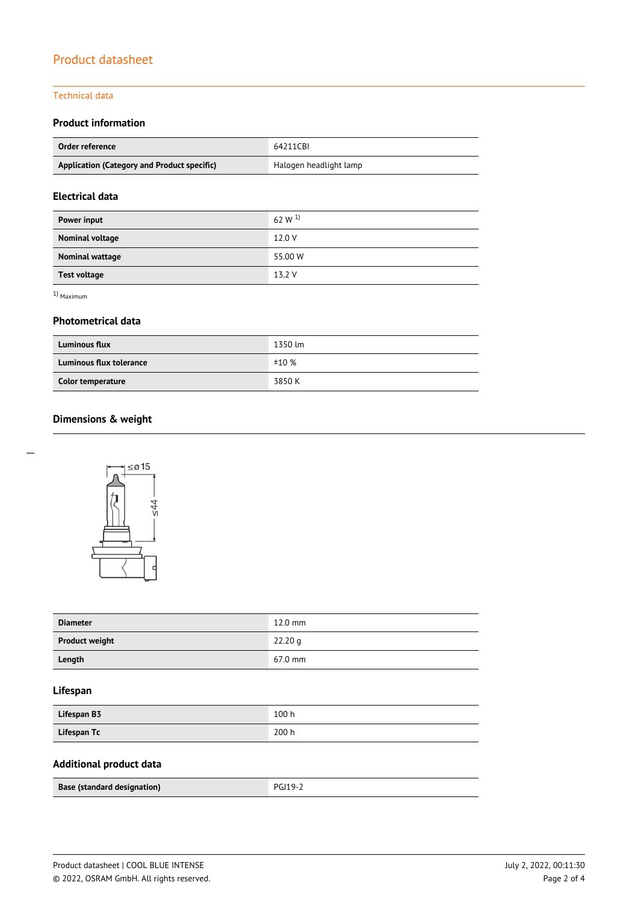# Product datasheet

## Technical data

### Product information

| Order reference | 64211CBI |
| --- | --- |
| Application (Category and Product specific) | Halogen headlight lamp |

### Electrical data

| Power input | 62 W [1] |
| --- | --- |
| Nominal voltage | 12.0 V |
| Nominal wattage | 55.00 W |
| Test voltage | 13.2 V |

[1] Maximum

### Photometrical data

| Luminous flux | 1350 lm |
| --- | --- |
| Luminous flux tolerance | ±10 % |
| Color temperature | 3850 K |

### Dimensions & weight

| Diameter | 12.0 mm |
| --- | --- |
| Product weight | 22.20 g |
| Length | 67.0 mm |

### Lifespan

| Lifespan B3 | 100 h |
| --- | --- |
| Lifespan Tc | 200 h |

### Additional product data

| Base (standard designation) | PGJ19-2 |
| --- | --- |

Product datasheet | COOL BLUE INTENSE
© 2022, OSRAM GmbH. All rights reserved.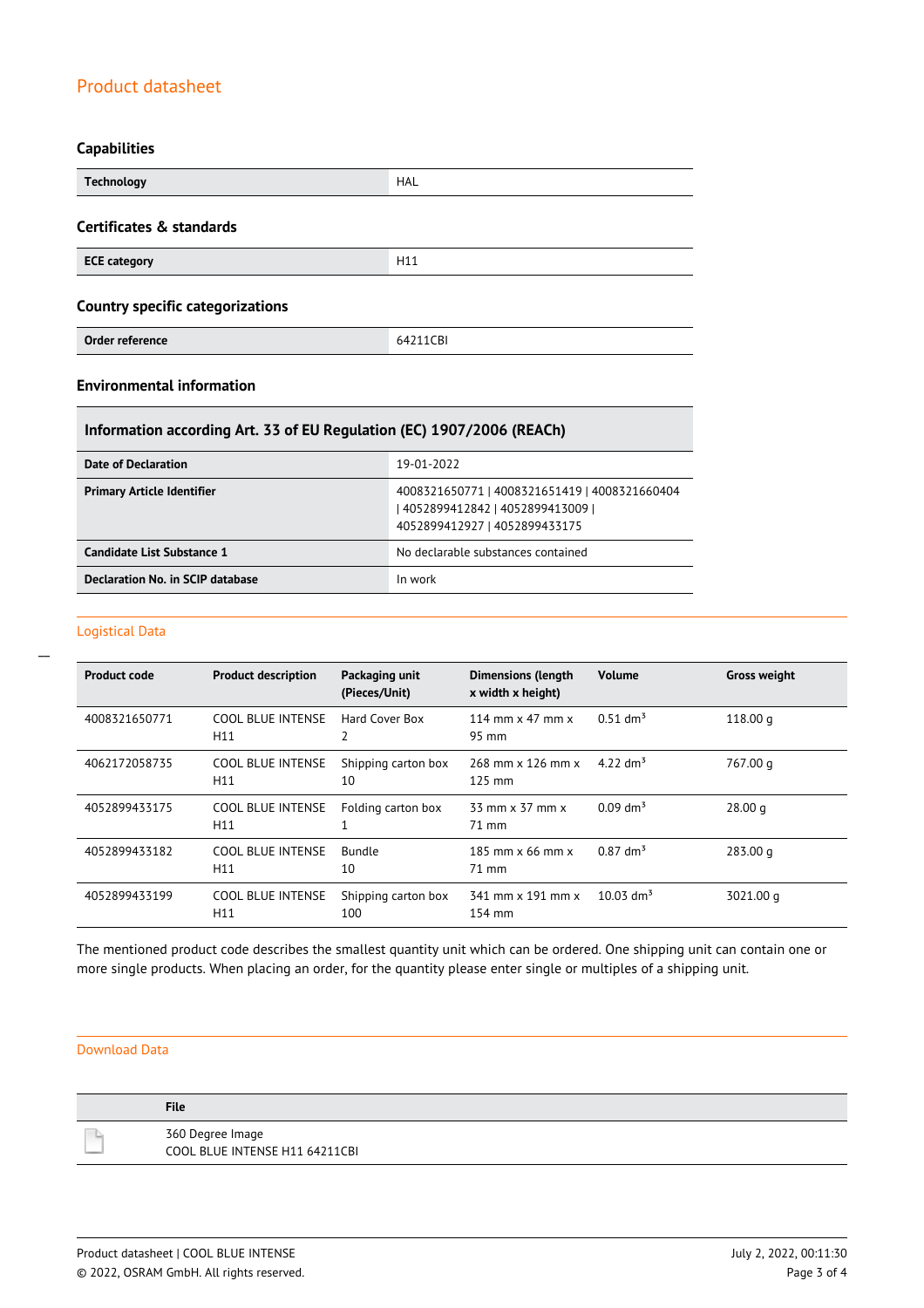## Capabilities

| Technology | HAL |
|---|---|

## Certificates & standards

| ECE category | H11 |
|---|---|

## Country specific categorizations

| Order reference | 64211CBI |
|---|---|

## Environmental information

| Information according Art. 33 of EU Regulation (EC) 1907/2006 (REACh) | |
|---|---|
| Date of Declaration | 19-01-2022 |
| Primary Article Identifier | 4008321650771 \| 4008321651419 \| 4008321660404 \| 4052899412842 \| 4052899413009 \| 4052899412927 \| 4052899433175 |
| Candidate List Substance 1 | No declarable substances contained |
| Declaration No. in SCIP database | In work |

## Logistical Data

| Product code | Product description | Packaging unit (Pieces/Unit) | Dimensions (length x width x height) | Volume | Gross weight |
|---|---|---|---|---|---|
| 4008321650771 | COOL BLUE INTENSE H11 | Hard Cover Box 2 | 114 mm x 47 mm x 95 mm | 0.51 $dm^3$ | 118.00 g |
| 4062172058735 | COOL BLUE INTENSE H11 | Shipping carton box 10 | 268 mm x 126 mm x 125 mm | 4.22 $dm^3$ | 767.00 g |
| 4052899433175 | COOL BLUE INTENSE H11 | Folding carton box 1 | 33 mm x 37 mm x 71 mm | 0.09 $dm^3$ | 28.00 g |
| 4052899433182 | COOL BLUE INTENSE H11 | Bundle 10 | 185 mm x 66 mm x 71 mm | 0.87 $dm^3$ | 283.00 g |
| 4052899433199 | COOL BLUE INTENSE H11 | Shipping carton box 100 | 341 mm x 191 mm x 154 mm | 10.03 $dm^3$ | 3021.00 g |

The mentioned product code describes the smallest quantity unit which can be ordered. One shipping unit can contain one or more single products. When placing an order, for the quantity please enter single or multiples of a shipping unit.

## Download Data

| | File |
|---|---|
| | 360 Degree Image<br>COOL BLUE INTENSE H11 64211CBI |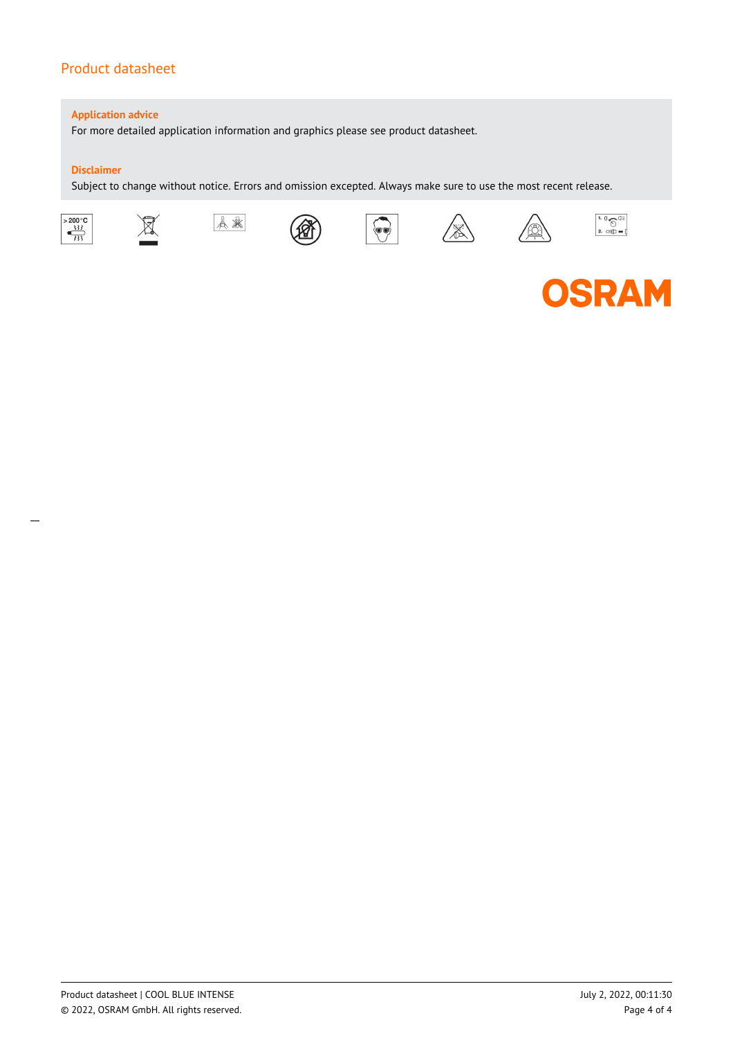## Application advice

For more detailed application information and graphics please see product datasheet.

## Disclaimer

Subject to change without notice. Errors and omission excepted. Always make sure to use the most recent release.